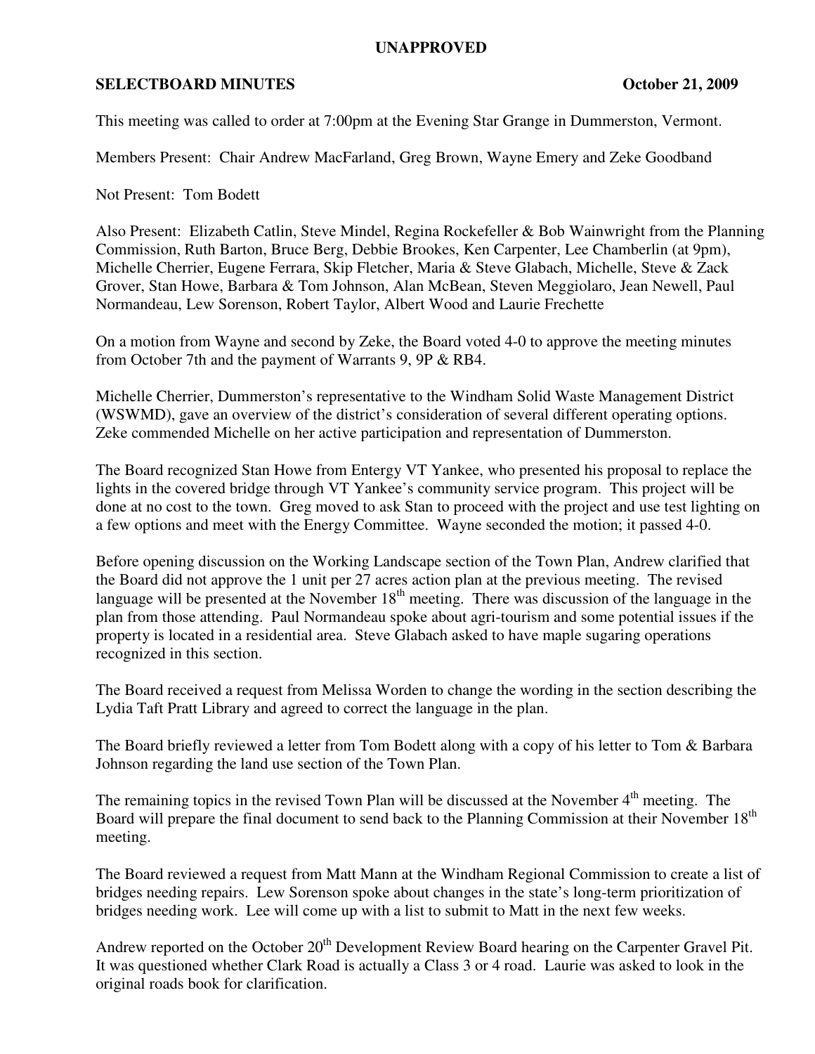**UNAPPROVED**

**SELECTBOARD MINUTES** **October 21, 2009**

This meeting was called to order at 7:00pm at the Evening Star Grange in Dummerston, Vermont.

Members Present: Chair Andrew MacFarland, Greg Brown, Wayne Emery and Zeke Goodband

Not Present: Tom Bodett

Also Present: Elizabeth Catlin, Steve Mindel, Regina Rockefeller & Bob Wainwright from the Planning Commission, Ruth Barton, Bruce Berg, Debbie Brookes, Ken Carpenter, Lee Chamberlin (at 9pm), Michelle Cherrier, Eugene Ferrara, Skip Fletcher, Maria & Steve Glabach, Michelle, Steve & Zack Grover, Stan Howe, Barbara & Tom Johnson, Alan McBean, Steven Meggiolaro, Jean Newell, Paul Normandeau, Lew Sorenson, Robert Taylor, Albert Wood and Laurie Frechette

On a motion from Wayne and second by Zeke, the Board voted 4-0 to approve the meeting minutes from October 7th and the payment of Warrants 9, 9P & RB4.

Michelle Cherrier, Dummerston's representative to the Windham Solid Waste Management District (WSWMD), gave an overview of the district's consideration of several different operating options. Zeke commended Michelle on her active participation and representation of Dummerston.

The Board recognized Stan Howe from Entergy VT Yankee, who presented his proposal to replace the lights in the covered bridge through VT Yankee's community service program. This project will be done at no cost to the town. Greg moved to ask Stan to proceed with the project and use test lighting on a few options and meet with the Energy Committee. Wayne seconded the motion; it passed 4-0.

Before opening discussion on the Working Landscape section of the Town Plan, Andrew clarified that the Board did not approve the 1 unit per 27 acres action plan at the previous meeting. The revised language will be presented at the November 18th meeting. There was discussion of the language in the plan from those attending. Paul Normandeau spoke about agri-tourism and some potential issues if the property is located in a residential area. Steve Glabach asked to have maple sugaring operations recognized in this section.

The Board received a request from Melissa Worden to change the wording in the section describing the Lydia Taft Pratt Library and agreed to correct the language in the plan.

The Board briefly reviewed a letter from Tom Bodett along with a copy of his letter to Tom & Barbara Johnson regarding the land use section of the Town Plan.

The remaining topics in the revised Town Plan will be discussed at the November 4th meeting. The Board will prepare the final document to send back to the Planning Commission at their November 18th meeting.

The Board reviewed a request from Matt Mann at the Windham Regional Commission to create a list of bridges needing repairs. Lew Sorenson spoke about changes in the state's long-term prioritization of bridges needing work. Lee will come up with a list to submit to Matt in the next few weeks.

Andrew reported on the October 20th Development Review Board hearing on the Carpenter Gravel Pit. It was questioned whether Clark Road is actually a Class 3 or 4 road. Laurie was asked to look in the original roads book for clarification.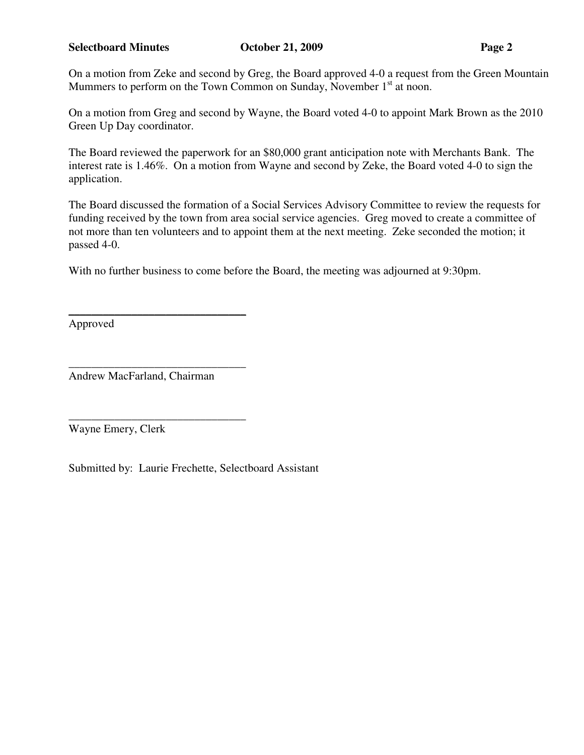On a motion from Zeke and second by Greg, the Board approved 4-0 a request from the Green Mountain Mummers to perform on the Town Common on Sunday, November 1st at noon.

On a motion from Greg and second by Wayne, the Board voted 4-0 to appoint Mark Brown as the 2010 Green Up Day coordinator.

The Board reviewed the paperwork for an $80,000 grant anticipation note with Merchants Bank. The interest rate is 1.46%. On a motion from Wayne and second by Zeke, the Board voted 4-0 to sign the application.

The Board discussed the formation of a Social Services Advisory Committee to review the requests for funding received by the town from area social service agencies. Greg moved to create a committee of not more than ten volunteers and to appoint them at the next meeting. Zeke seconded the motion; it passed 4-0.

With no further business to come before the Board, the meeting was adjourned at 9:30pm.

_______________________________
Approved

_______________________________
Andrew MacFarland, Chairman

_______________________________
Wayne Emery, Clerk

Submitted by: Laurie Frechette, Selectboard Assistant